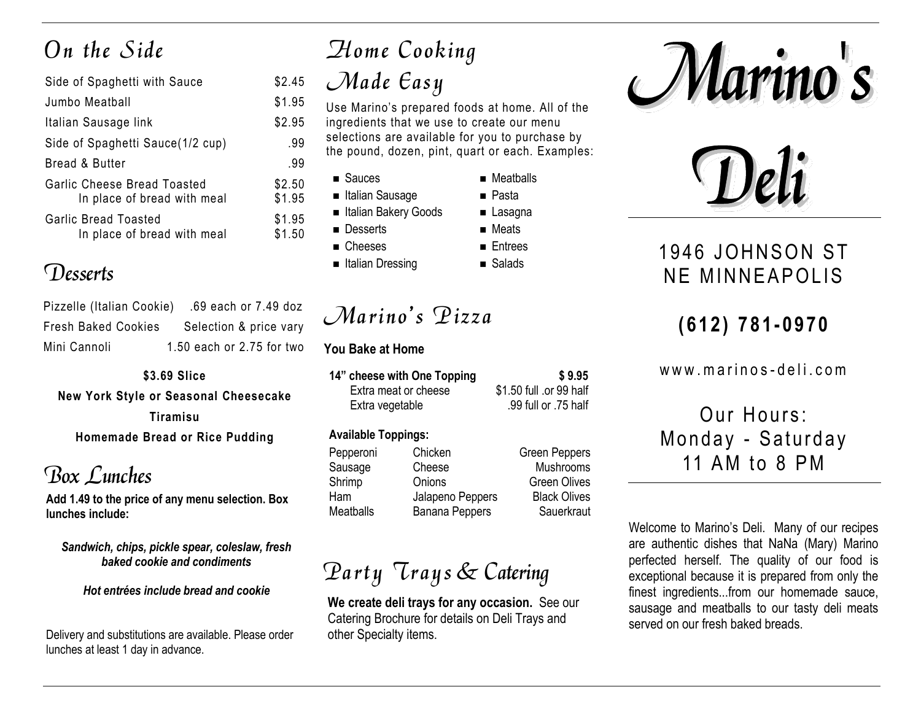## On the Side

| Item | Price |
|---|---|
| Side of Spaghetti with Sauce | $2.45 |
| Jumbo Meatball | $1.95 |
| Italian Sausage link | $2.95 |
| Side of Spaghetti Sauce(1/2 cup) | .99 |
| Bread & Butter | .99 |
| Garlic Cheese Bread Toasted | $2.50 |
| In place of bread with meal | $1.95 |
| Garlic Bread Toasted | $1.95 |
| In place of bread with meal | $1.50 |

## Desserts

| Item | Price |
|---|---|
| Pizzelle (Italian Cookie) | .69 each or 7.49 doz |
| Fresh Baked Cookies | Selection & price vary |
| Mini Cannoli | 1.50 each or 2.75 for two |

**$3.69 Slice**

**New York Style or Seasonal Cheesecake**

**Tiramisu**

**Homemade Bread or Rice Pudding**

## Box Lunches

**Add 1.49 to the price of any menu selection. Box lunches include:**

***Sandwich, chips, pickle spear, coleslaw, fresh baked cookie and condiments***

***Hot entrées include bread and cookie***

Delivery and substitutions are available. Please order lunches at least 1 day in advance.

## Home Cooking Made Easy

Use Marino's prepared foods at home. All of the ingredients that we use to create our menu selections are available for you to purchase by the pound, dozen, pint, quart or each. Examples:

- Sauces
- Italian Sausage
- Italian Bakery Goods
- Desserts
- Cheeses
- Italian Dressing
- Meatballs
- Pasta
- Lasagna
- Meats
- Entrees
- Salads

## Marino's Pizza

**You Bake at Home**

| | |
|---|---|
| **14" cheese with One Topping** | **$ 9.95** |
| Extra meat or cheese | $1.50 full .or 99 half |
| Extra vegetable | .99 full or .75 half |

**Available Toppings:**

| | | |
|---|---|---|
| Pepperoni | Chicken | Green Peppers |
| Sausage | Cheese | Mushrooms |
| Shrimp | Onions | Green Olives |
| Ham | Jalapeno Peppers | Black Olives |
| Meatballs | Banana Peppers | Sauerkraut |

## Party Trays & Catering

**We create deli trays for any occasion.** See our Catering Brochure for details on Deli Trays and other Specialty items.

# Marino's Deli

1946 JOHNSON ST
NE MINNEAPOLIS

**(612) 781-0970**

www.marinos-deli.com

Our Hours:
Monday - Saturday
11 AM to 8 PM

Welcome to Marino's Deli. Many of our recipes are authentic dishes that NaNa (Mary) Marino perfected herself. The quality of our food is exceptional because it is prepared from only the finest ingredients...from our homemade sauce, sausage and meatballs to our tasty deli meats served on our fresh baked breads.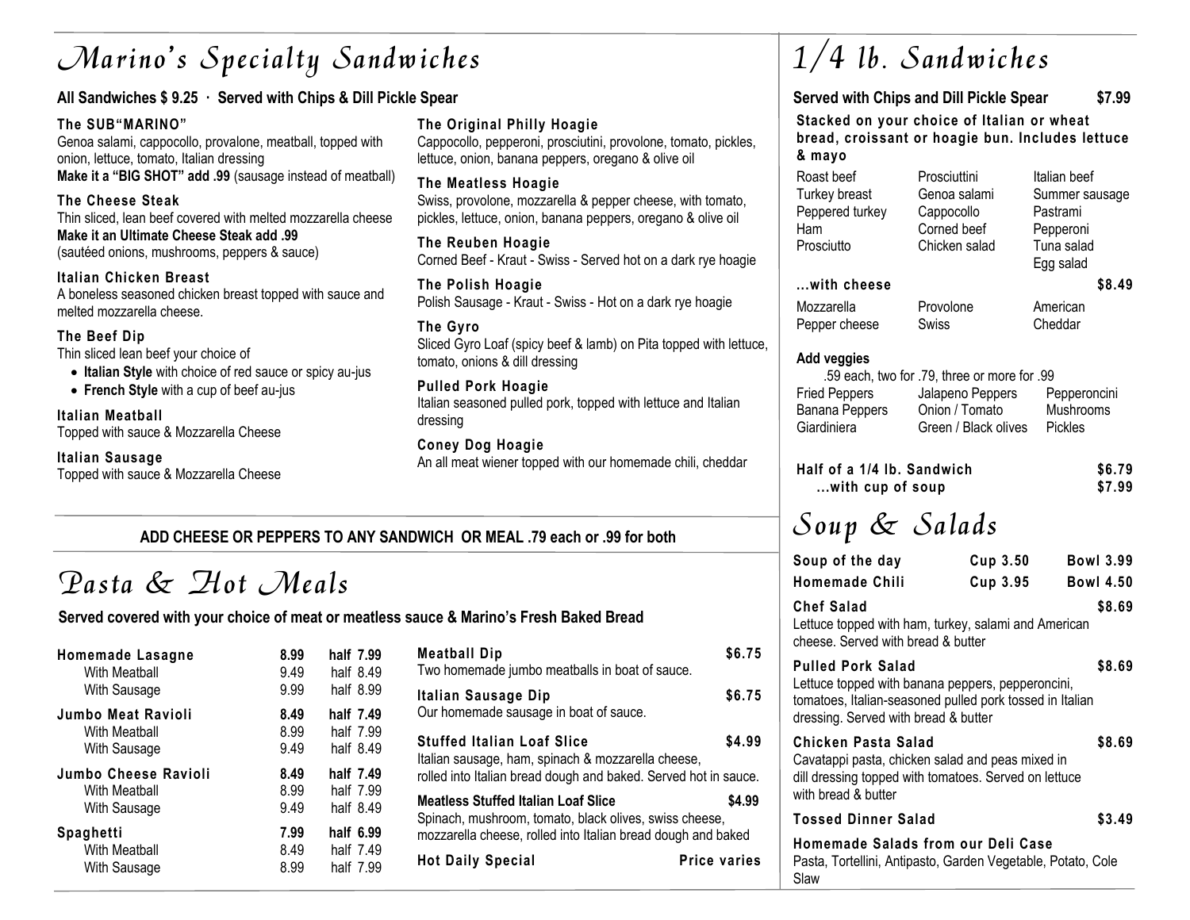# Marino's Specialty Sandwiches

**All Sandwiches $ 9.25 · Served with Chips & Dill Pickle Spear**

### The SUB"MARINO"

Genoa salami, cappocollo, provalone, meatball, topped with onion, lettuce, tomato, Italian dressing
**Make it a "BIG SHOT" add .99** (sausage instead of meatball)

### The Cheese Steak

Thin sliced, lean beef covered with melted mozzarella cheese
**Make it an Ultimate Cheese Steak add .99**
(sautéed onions, mushrooms, peppers & sauce)

### Italian Chicken Breast

A boneless seasoned chicken breast topped with sauce and melted mozzarella cheese.

### The Beef Dip

Thin sliced lean beef your choice of

- **Italian Style** with choice of red sauce or spicy au-jus
- **French Style** with a cup of beef au-jus

### Italian Meatball

Topped with sauce & Mozzarella Cheese

### Italian Sausage

Topped with sauce & Mozzarella Cheese

### The Original Philly Hoagie

Cappocollo, pepperoni, prosciutini, provolone, tomato, pickles, lettuce, onion, banana peppers, oregano & olive oil

### The Meatless Hoagie

Swiss, provolone, mozzarella & pepper cheese, with tomato, pickles, lettuce, onion, banana peppers, oregano & olive oil

### The Reuben Hoagie

Corned Beef - Kraut - Swiss - Served hot on a dark rye hoagie

### The Polish Hoagie

Polish Sausage - Kraut - Swiss - Hot on a dark rye hoagie

### The Gyro

Sliced Gyro Loaf (spicy beef & lamb) on Pita topped with lettuce, tomato, onions & dill dressing

### Pulled Pork Hoagie

Italian seasoned pulled pork, topped with lettuce and Italian dressing

### Coney Dog Hoagie

An all meat wiener topped with our homemade chili, cheddar

**ADD CHEESE OR PEPPERS TO ANY SANDWICH OR MEAL .79 each or .99 for both**

# Pasta & Hot Meals

**Served covered with your choice of meat or meatless sauce & Marino's Fresh Baked Bread**

| | | |
|---|---|---|
| **Homemade Lasagne** | **8.99** | **half 7.99** |
| With Meatball | 9.49 | half 8.49 |
| With Sausage | 9.99 | half 8.99 |
| **Jumbo Meat Ravioli** | **8.49** | **half 7.49** |
| With Meatball | 8.99 | half 7.99 |
| With Sausage | 9.49 | half 8.49 |
| **Jumbo Cheese Ravioli** | **8.49** | **half 7.49** |
| With Meatball | 8.99 | half 7.99 |
| With Sausage | 9.49 | half 8.49 |
| **Spaghetti** | **7.99** | **half 6.99** |
| With Meatball | 8.49 | half 7.49 |
| With Sausage | 8.99 | half 7.99 |

**Meatball Dip** — **$6.75**
Two homemade jumbo meatballs in boat of sauce.

**Italian Sausage Dip** — **$6.75**
Our homemade sausage in boat of sauce.

**Stuffed Italian Loaf Slice** — **$4.99**
Italian sausage, ham, spinach & mozzarella cheese, rolled into Italian bread dough and baked. Served hot in sauce.

**Meatless Stuffed Italian Loaf Slice** — **$4.99**
Spinach, mushroom, tomato, black olives, swiss cheese, mozzarella cheese, rolled into Italian bread dough and baked

**Hot Daily Special** — **Price varies**

# 1/4 lb. Sandwiches

**Served with Chips and Dill Pickle Spear** — **$7.99**

**Stacked on your choice of Italian or wheat bread, croissant or hoagie bun. Includes lettuce & mayo**

| | | |
|---|---|---|
| Roast beef | Prosciuttini | Italian beef |
| Turkey breast | Genoa salami | Summer sausage |
| Peppered turkey | Cappocollo | Pastrami |
| Ham | Corned beef | Pepperoni |
| Prosciutto | Chicken salad | Tuna salad |
| | | Egg salad |

**...with cheese** — **$8.49**

| | | |
|---|---|---|
| Mozzarella | Provolone | American |
| Pepper cheese | Swiss | Cheddar |

**Add veggies**
.59 each, two for .79, three or more for .99

| | | |
|---|---|---|
| Fried Peppers | Jalapeno Peppers | Pepperoncini |
| Banana Peppers | Onion / Tomato | Mushrooms |
| Giardiniera | Green / Black olives | Pickles |

**Half of a 1/4 lb. Sandwich** — **$6.79**
**...with cup of soup** — **$7.99**

# Soup & Salads

| | | |
|---|---|---|
| **Soup of the day** | **Cup 3.50** | **Bowl 3.99** |
| **Homemade Chili** | **Cup 3.95** | **Bowl 4.50** |

**Chef Salad** — **$8.69**
Lettuce topped with ham, turkey, salami and American cheese. Served with bread & butter

**Pulled Pork Salad** — **$8.69**
Lettuce topped with banana peppers, pepperoncini, tomatoes, Italian-seasoned pulled pork tossed in Italian dressing. Served with bread & butter

**Chicken Pasta Salad** — **$8.69**
Cavatappi pasta, chicken salad and peas mixed in dill dressing topped with tomatoes. Served on lettuce with bread & butter

**Tossed Dinner Salad** — **$3.49**

**Homemade Salads from our Deli Case**
Pasta, Tortellini, Antipasto, Garden Vegetable, Potato, Cole Slaw